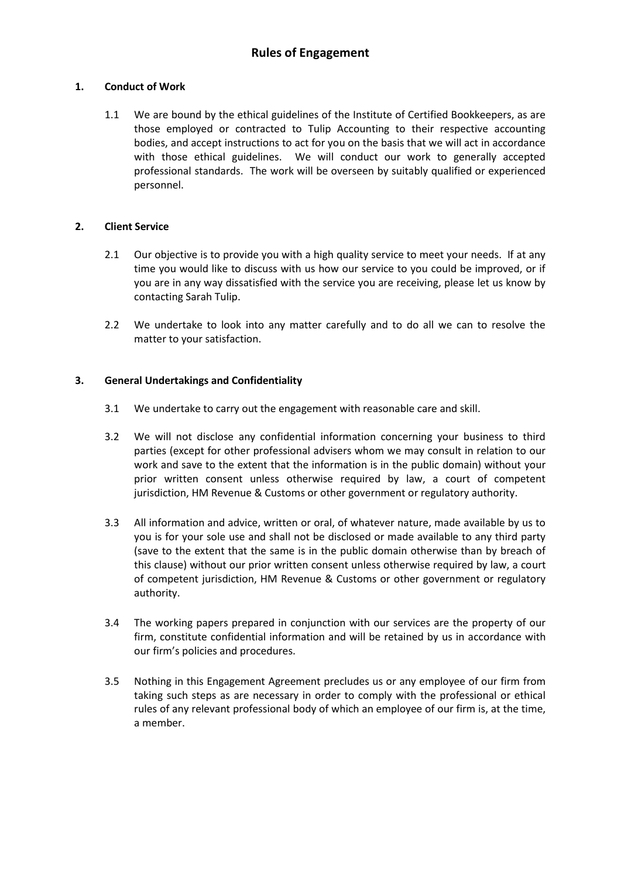# Rules of Engagement

## 1. Conduct of Work

1.1 We are bound by the ethical guidelines of the Institute of Certified Bookkeepers, as are those employed or contracted to Tulip Accounting to their respective accounting bodies, and accept instructions to act for you on the basis that we will act in accordance with those ethical guidelines. We will conduct our work to generally accepted professional standards. The work will be overseen by suitably qualified or experienced personnel.

## 2. Client Service

2.1 Our objective is to provide you with a high quality service to meet your needs. If at any time you would like to discuss with us how our service to you could be improved, or if you are in any way dissatisfied with the service you are receiving, please let us know by contacting Sarah Tulip.

2.2 We undertake to look into any matter carefully and to do all we can to resolve the matter to your satisfaction.

## 3. General Undertakings and Confidentiality

3.1 We undertake to carry out the engagement with reasonable care and skill.

3.2 We will not disclose any confidential information concerning your business to third parties (except for other professional advisers whom we may consult in relation to our work and save to the extent that the information is in the public domain) without your prior written consent unless otherwise required by law, a court of competent jurisdiction, HM Revenue & Customs or other government or regulatory authority.

3.3 All information and advice, written or oral, of whatever nature, made available by us to you is for your sole use and shall not be disclosed or made available to any third party (save to the extent that the same is in the public domain otherwise than by breach of this clause) without our prior written consent unless otherwise required by law, a court of competent jurisdiction, HM Revenue & Customs or other government or regulatory authority.

3.4 The working papers prepared in conjunction with our services are the property of our firm, constitute confidential information and will be retained by us in accordance with our firm's policies and procedures.

3.5 Nothing in this Engagement Agreement precludes us or any employee of our firm from taking such steps as are necessary in order to comply with the professional or ethical rules of any relevant professional body of which an employee of our firm is, at the time, a member.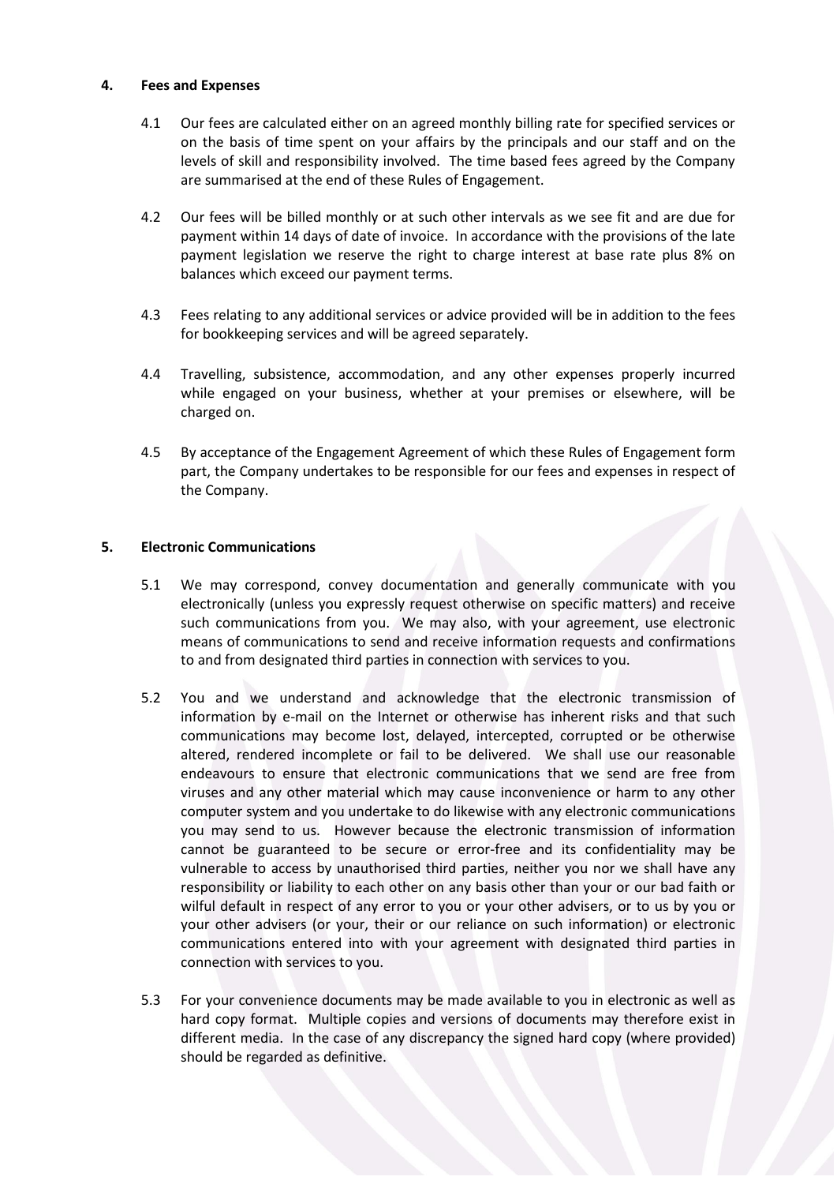## 4. Fees and Expenses

4.1 Our fees are calculated either on an agreed monthly billing rate for specified services or on the basis of time spent on your affairs by the principals and our staff and on the levels of skill and responsibility involved. The time based fees agreed by the Company are summarised at the end of these Rules of Engagement.

4.2 Our fees will be billed monthly or at such other intervals as we see fit and are due for payment within 14 days of date of invoice. In accordance with the provisions of the late payment legislation we reserve the right to charge interest at base rate plus 8% on balances which exceed our payment terms.

4.3 Fees relating to any additional services or advice provided will be in addition to the fees for bookkeeping services and will be agreed separately.

4.4 Travelling, subsistence, accommodation, and any other expenses properly incurred while engaged on your business, whether at your premises or elsewhere, will be charged on.

4.5 By acceptance of the Engagement Agreement of which these Rules of Engagement form part, the Company undertakes to be responsible for our fees and expenses in respect of the Company.

## 5. Electronic Communications

5.1 We may correspond, convey documentation and generally communicate with you electronically (unless you expressly request otherwise on specific matters) and receive such communications from you. We may also, with your agreement, use electronic means of communications to send and receive information requests and confirmations to and from designated third parties in connection with services to you.

5.2 You and we understand and acknowledge that the electronic transmission of information by e-mail on the Internet or otherwise has inherent risks and that such communications may become lost, delayed, intercepted, corrupted or be otherwise altered, rendered incomplete or fail to be delivered. We shall use our reasonable endeavours to ensure that electronic communications that we send are free from viruses and any other material which may cause inconvenience or harm to any other computer system and you undertake to do likewise with any electronic communications you may send to us. However because the electronic transmission of information cannot be guaranteed to be secure or error-free and its confidentiality may be vulnerable to access by unauthorised third parties, neither you nor we shall have any responsibility or liability to each other on any basis other than your or our bad faith or wilful default in respect of any error to you or your other advisers, or to us by you or your other advisers (or your, their or our reliance on such information) or electronic communications entered into with your agreement with designated third parties in connection with services to you.

5.3 For your convenience documents may be made available to you in electronic as well as hard copy format. Multiple copies and versions of documents may therefore exist in different media. In the case of any discrepancy the signed hard copy (where provided) should be regarded as definitive.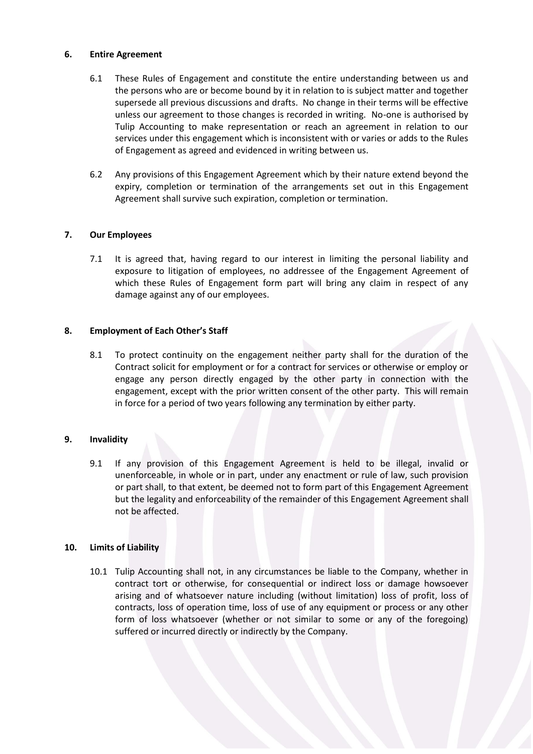## 6. Entire Agreement

6.1 These Rules of Engagement and constitute the entire understanding between us and the persons who are or become bound by it in relation to is subject matter and together supersede all previous discussions and drafts. No change in their terms will be effective unless our agreement to those changes is recorded in writing. No-one is authorised by Tulip Accounting to make representation or reach an agreement in relation to our services under this engagement which is inconsistent with or varies or adds to the Rules of Engagement as agreed and evidenced in writing between us.

6.2 Any provisions of this Engagement Agreement which by their nature extend beyond the expiry, completion or termination of the arrangements set out in this Engagement Agreement shall survive such expiration, completion or termination.

## 7. Our Employees

7.1 It is agreed that, having regard to our interest in limiting the personal liability and exposure to litigation of employees, no addressee of the Engagement Agreement of which these Rules of Engagement form part will bring any claim in respect of any damage against any of our employees.

## 8. Employment of Each Other's Staff

8.1 To protect continuity on the engagement neither party shall for the duration of the Contract solicit for employment or for a contract for services or otherwise or employ or engage any person directly engaged by the other party in connection with the engagement, except with the prior written consent of the other party. This will remain in force for a period of two years following any termination by either party.

## 9. Invalidity

9.1 If any provision of this Engagement Agreement is held to be illegal, invalid or unenforceable, in whole or in part, under any enactment or rule of law, such provision or part shall, to that extent, be deemed not to form part of this Engagement Agreement but the legality and enforceability of the remainder of this Engagement Agreement shall not be affected.

## 10. Limits of Liability

10.1 Tulip Accounting shall not, in any circumstances be liable to the Company, whether in contract tort or otherwise, for consequential or indirect loss or damage howsoever arising and of whatsoever nature including (without limitation) loss of profit, loss of contracts, loss of operation time, loss of use of any equipment or process or any other form of loss whatsoever (whether or not similar to some or any of the foregoing) suffered or incurred directly or indirectly by the Company.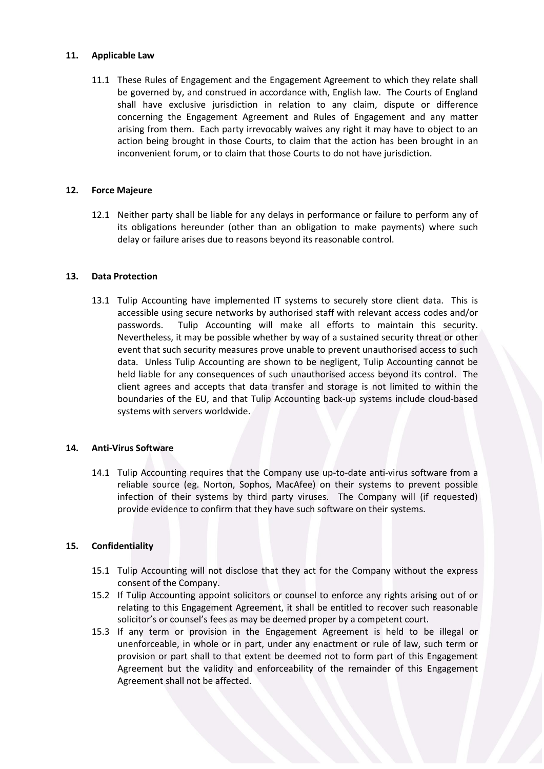## 11. Applicable Law

11.1 These Rules of Engagement and the Engagement Agreement to which they relate shall be governed by, and construed in accordance with, English law. The Courts of England shall have exclusive jurisdiction in relation to any claim, dispute or difference concerning the Engagement Agreement and Rules of Engagement and any matter arising from them. Each party irrevocably waives any right it may have to object to an action being brought in those Courts, to claim that the action has been brought in an inconvenient forum, or to claim that those Courts to do not have jurisdiction.

## 12. Force Majeure

12.1 Neither party shall be liable for any delays in performance or failure to perform any of its obligations hereunder (other than an obligation to make payments) where such delay or failure arises due to reasons beyond its reasonable control.

## 13. Data Protection

13.1 Tulip Accounting have implemented IT systems to securely store client data. This is accessible using secure networks by authorised staff with relevant access codes and/or passwords. Tulip Accounting will make all efforts to maintain this security. Nevertheless, it may be possible whether by way of a sustained security threat or other event that such security measures prove unable to prevent unauthorised access to such data. Unless Tulip Accounting are shown to be negligent, Tulip Accounting cannot be held liable for any consequences of such unauthorised access beyond its control. The client agrees and accepts that data transfer and storage is not limited to within the boundaries of the EU, and that Tulip Accounting back-up systems include cloud-based systems with servers worldwide.

## 14. Anti-Virus Software

14.1 Tulip Accounting requires that the Company use up-to-date anti-virus software from a reliable source (eg. Norton, Sophos, MacAfee) on their systems to prevent possible infection of their systems by third party viruses. The Company will (if requested) provide evidence to confirm that they have such software on their systems.

## 15. Confidentiality

15.1 Tulip Accounting will not disclose that they act for the Company without the express consent of the Company.

15.2 If Tulip Accounting appoint solicitors or counsel to enforce any rights arising out of or relating to this Engagement Agreement, it shall be entitled to recover such reasonable solicitor's or counsel's fees as may be deemed proper by a competent court.

15.3 If any term or provision in the Engagement Agreement is held to be illegal or unenforceable, in whole or in part, under any enactment or rule of law, such term or provision or part shall to that extent be deemed not to form part of this Engagement Agreement but the validity and enforceability of the remainder of this Engagement Agreement shall not be affected.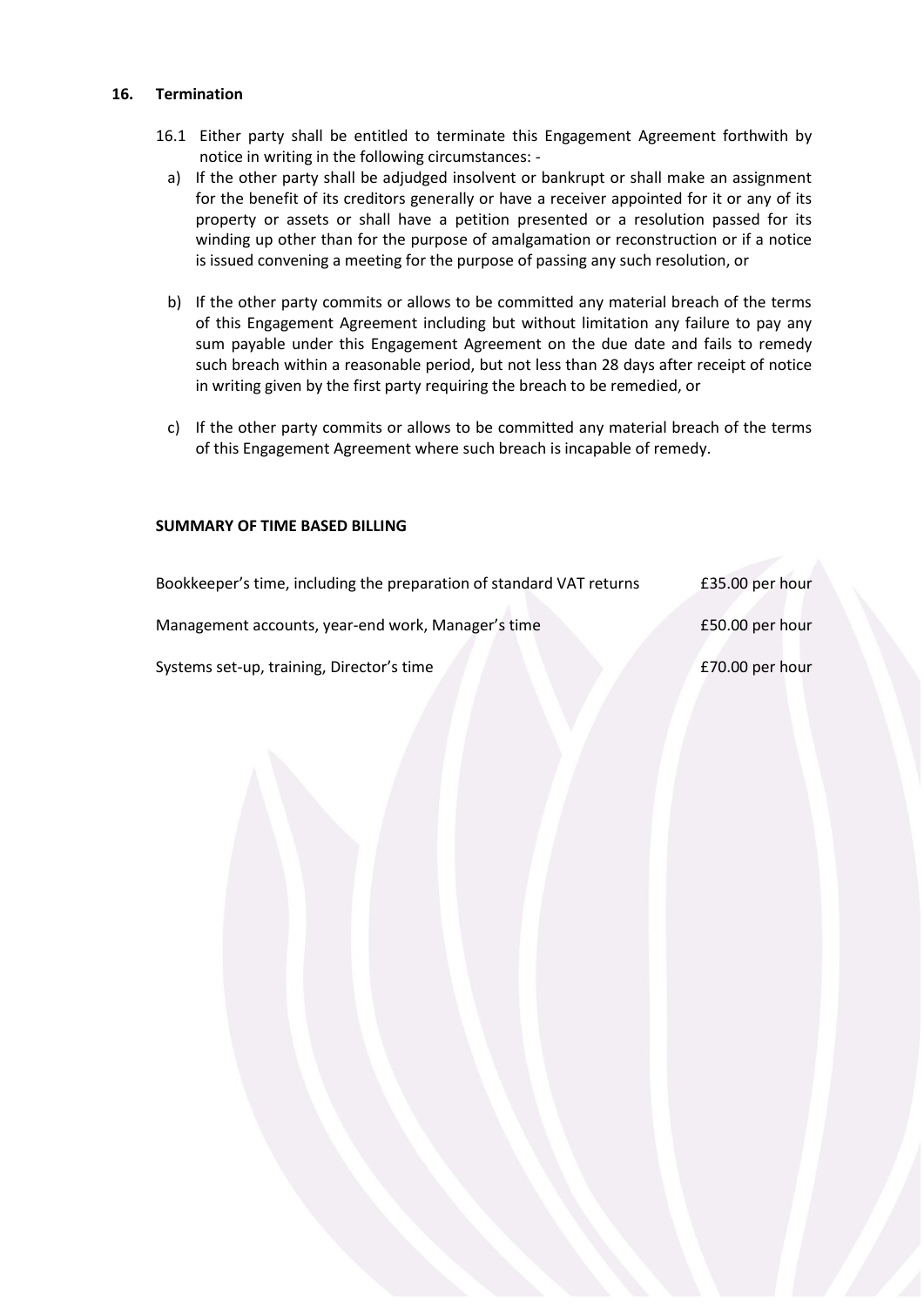## 16. Termination

16.1 Either party shall be entitled to terminate this Engagement Agreement forthwith by notice in writing in the following circumstances: -

a) If the other party shall be adjudged insolvent or bankrupt or shall make an assignment for the benefit of its creditors generally or have a receiver appointed for it or any of its property or assets or shall have a petition presented or a resolution passed for its winding up other than for the purpose of amalgamation or reconstruction or if a notice is issued convening a meeting for the purpose of passing any such resolution, or

b) If the other party commits or allows to be committed any material breach of the terms of this Engagement Agreement including but without limitation any failure to pay any sum payable under this Engagement Agreement on the due date and fails to remedy such breach within a reasonable period, but not less than 28 days after receipt of notice in writing given by the first party requiring the breach to be remedied, or

c) If the other party commits or allows to be committed any material breach of the terms of this Engagement Agreement where such breach is incapable of remedy.

**SUMMARY OF TIME BASED BILLING**

| | |
|---|---|
| Bookkeeper's time, including the preparation of standard VAT returns | £35.00 per hour |
| Management accounts, year-end work, Manager's time | £50.00 per hour |
| Systems set-up, training, Director's time | £70.00 per hour |